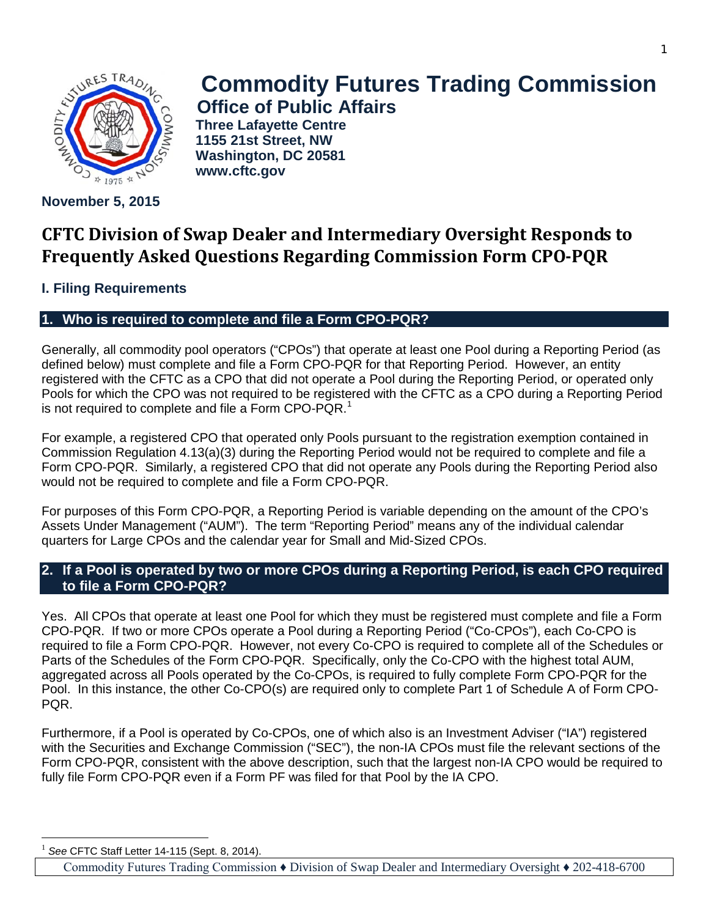# Commodity Futures Trading Commission

**Office of Public Affairs**

**Three Lafayette Centre**
**1155 21st Street, NW**
**Washington, DC 20581**
**www.cftc.gov**

**November 5, 2015**

# CFTC Division of Swap Dealer and Intermediary Oversight Responds to Frequently Asked Questions Regarding Commission Form CPO-PQR

## I. Filing Requirements

### 1. Who is required to complete and file a Form CPO-PQR?

Generally, all commodity pool operators ("CPOs") that operate at least one Pool during a Reporting Period (as defined below) must complete and file a Form CPO-PQR for that Reporting Period. However, an entity registered with the CFTC as a CPO that did not operate a Pool during the Reporting Period, or operated only Pools for which the CPO was not required to be registered with the CFTC as a CPO during a Reporting Period is not required to complete and file a Form CPO-PQR.[1]

For example, a registered CPO that operated only Pools pursuant to the registration exemption contained in Commission Regulation 4.13(a)(3) during the Reporting Period would not be required to complete and file a Form CPO-PQR. Similarly, a registered CPO that did not operate any Pools during the Reporting Period also would not be required to complete and file a Form CPO-PQR.

For purposes of this Form CPO-PQR, a Reporting Period is variable depending on the amount of the CPO's Assets Under Management ("AUM"). The term "Reporting Period" means any of the individual calendar quarters for Large CPOs and the calendar year for Small and Mid-Sized CPOs.

### 2. If a Pool is operated by two or more CPOs during a Reporting Period, is each CPO required to file a Form CPO-PQR?

Yes. All CPOs that operate at least one Pool for which they must be registered must complete and file a Form CPO-PQR. If two or more CPOs operate a Pool during a Reporting Period ("Co-CPOs"), each Co-CPO is required to file a Form CPO-PQR. However, not every Co-CPO is required to complete all of the Schedules or Parts of the Schedules of the Form CPO-PQR. Specifically, only the Co-CPO with the highest total AUM, aggregated across all Pools operated by the Co-CPOs, is required to fully complete Form CPO-PQR for the Pool. In this instance, the other Co-CPO(s) are required only to complete Part 1 of Schedule A of Form CPO-PQR.

Furthermore, if a Pool is operated by Co-CPOs, one of which also is an Investment Adviser ("IA") registered with the Securities and Exchange Commission ("SEC"), the non-IA CPOs must file the relevant sections of the Form CPO-PQR, consistent with the above description, such that the largest non-IA CPO would be required to fully file Form CPO-PQR even if a Form PF was filed for that Pool by the IA CPO.

[1] *See* CFTC Staff Letter 14-115 (Sept. 8, 2014).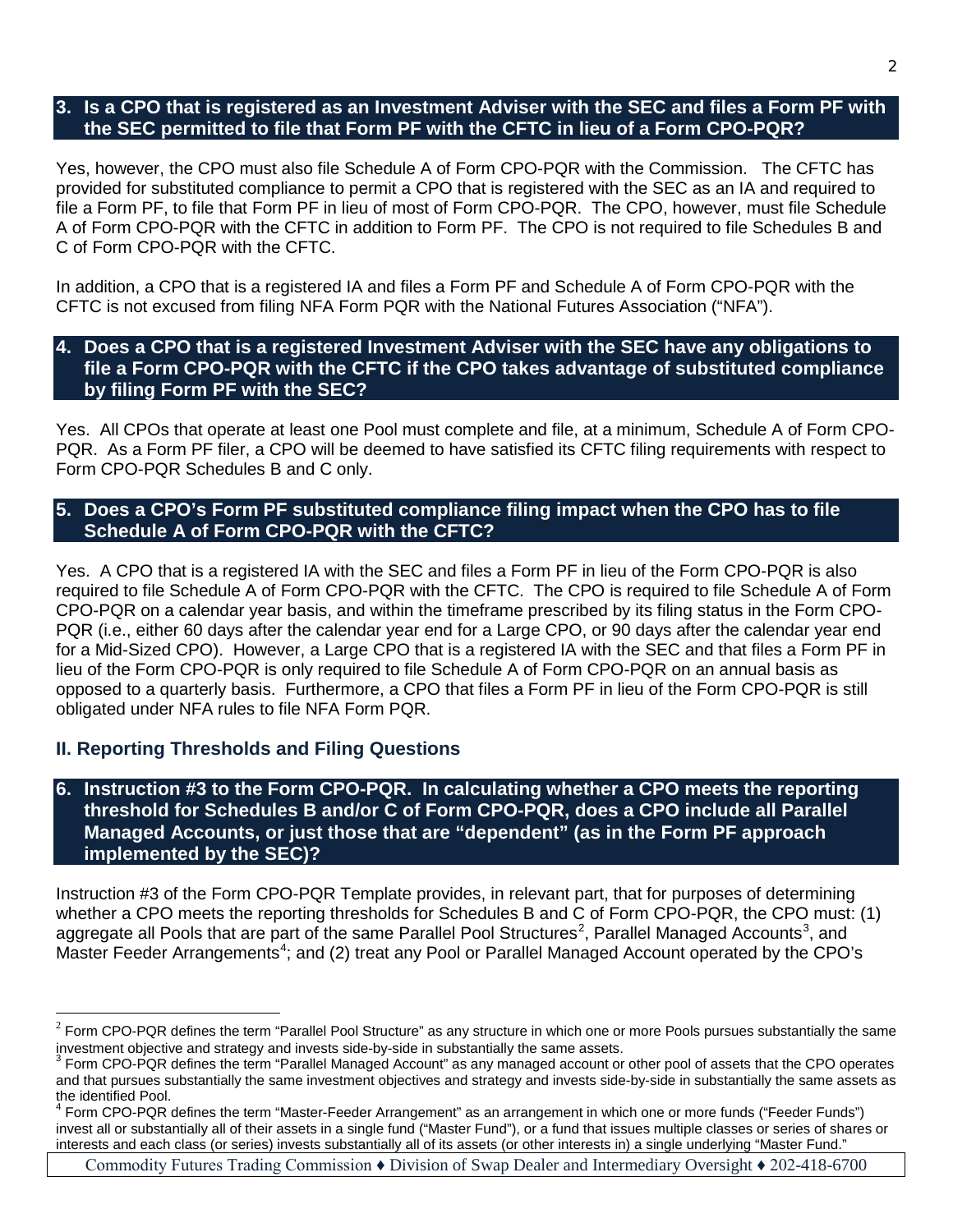### 3. Is a CPO that is registered as an Investment Adviser with the SEC and files a Form PF with the SEC permitted to file that Form PF with the CFTC in lieu of a Form CPO-PQR?

Yes, however, the CPO must also file Schedule A of Form CPO-PQR with the Commission. The CFTC has provided for substituted compliance to permit a CPO that is registered with the SEC as an IA and required to file a Form PF, to file that Form PF in lieu of most of Form CPO-PQR. The CPO, however, must file Schedule A of Form CPO-PQR with the CFTC in addition to Form PF. The CPO is not required to file Schedules B and C of Form CPO-PQR with the CFTC.

In addition, a CPO that is a registered IA and files a Form PF and Schedule A of Form CPO-PQR with the CFTC is not excused from filing NFA Form PQR with the National Futures Association ("NFA").

### 4. Does a CPO that is a registered Investment Adviser with the SEC have any obligations to file a Form CPO-PQR with the CFTC if the CPO takes advantage of substituted compliance by filing Form PF with the SEC?

Yes. All CPOs that operate at least one Pool must complete and file, at a minimum, Schedule A of Form CPO-PQR. As a Form PF filer, a CPO will be deemed to have satisfied its CFTC filing requirements with respect to Form CPO-PQR Schedules B and C only.

### 5. Does a CPO's Form PF substituted compliance filing impact when the CPO has to file Schedule A of Form CPO-PQR with the CFTC?

Yes. A CPO that is a registered IA with the SEC and files a Form PF in lieu of the Form CPO-PQR is also required to file Schedule A of Form CPO-PQR with the CFTC. The CPO is required to file Schedule A of Form CPO-PQR on a calendar year basis, and within the timeframe prescribed by its filing status in the Form CPO-PQR (i.e., either 60 days after the calendar year end for a Large CPO, or 90 days after the calendar year end for a Mid-Sized CPO). However, a Large CPO that is a registered IA with the SEC and that files a Form PF in lieu of the Form CPO-PQR is only required to file Schedule A of Form CPO-PQR on an annual basis as opposed to a quarterly basis. Furthermore, a CPO that files a Form PF in lieu of the Form CPO-PQR is still obligated under NFA rules to file NFA Form PQR.

## II. Reporting Thresholds and Filing Questions

### 6. Instruction #3 to the Form CPO-PQR. In calculating whether a CPO meets the reporting threshold for Schedules B and/or C of Form CPO-PQR, does a CPO include all Parallel Managed Accounts, or just those that are "dependent" (as in the Form PF approach implemented by the SEC)?

Instruction #3 of the Form CPO-PQR Template provides, in relevant part, that for purposes of determining whether a CPO meets the reporting thresholds for Schedules B and C of Form CPO-PQR, the CPO must: (1) aggregate all Pools that are part of the same Parallel Pool Structures[2], Parallel Managed Accounts[3], and Master Feeder Arrangements[4]; and (2) treat any Pool or Parallel Managed Account operated by the CPO's

---

[2] Form CPO-PQR defines the term "Parallel Pool Structure" as any structure in which one or more Pools pursues substantially the same investment objective and strategy and invests side-by-side in substantially the same assets.

[3] Form CPO-PQR defines the term "Parallel Managed Account" as any managed account or other pool of assets that the CPO operates and that pursues substantially the same investment objectives and strategy and invests side-by-side in substantially the same assets as the identified Pool.

[4] Form CPO-PQR defines the term "Master-Feeder Arrangement" as an arrangement in which one or more funds ("Feeder Funds") invest all or substantially all of their assets in a single fund ("Master Fund"), or a fund that issues multiple classes or series of shares or interests and each class (or series) invests substantially all of its assets (or other interests in) a single underlying "Master Fund."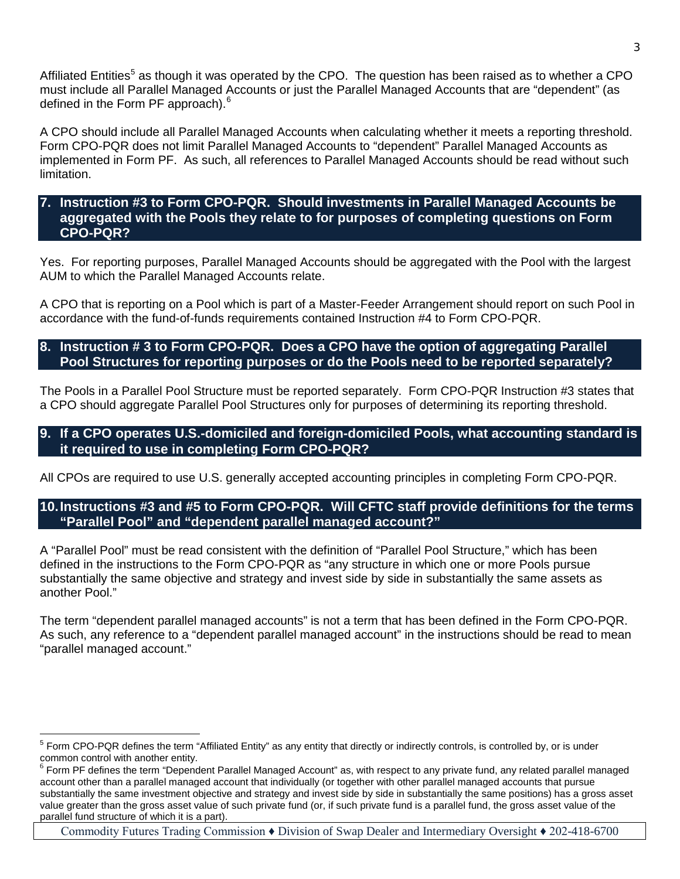Affiliated Entities[5] as though it was operated by the CPO. The question has been raised as to whether a CPO must include all Parallel Managed Accounts or just the Parallel Managed Accounts that are "dependent" (as defined in the Form PF approach).[6]

A CPO should include all Parallel Managed Accounts when calculating whether it meets a reporting threshold. Form CPO-PQR does not limit Parallel Managed Accounts to "dependent" Parallel Managed Accounts as implemented in Form PF. As such, all references to Parallel Managed Accounts should be read without such limitation.

## 7. Instruction #3 to Form CPO-PQR. Should investments in Parallel Managed Accounts be aggregated with the Pools they relate to for purposes of completing questions on Form CPO-PQR?

Yes. For reporting purposes, Parallel Managed Accounts should be aggregated with the Pool with the largest AUM to which the Parallel Managed Accounts relate.

A CPO that is reporting on a Pool which is part of a Master-Feeder Arrangement should report on such Pool in accordance with the fund-of-funds requirements contained Instruction #4 to Form CPO-PQR.

## 8. Instruction # 3 to Form CPO-PQR. Does a CPO have the option of aggregating Parallel Pool Structures for reporting purposes or do the Pools need to be reported separately?

The Pools in a Parallel Pool Structure must be reported separately. Form CPO-PQR Instruction #3 states that a CPO should aggregate Parallel Pool Structures only for purposes of determining its reporting threshold.

## 9. If a CPO operates U.S.-domiciled and foreign-domiciled Pools, what accounting standard is it required to use in completing Form CPO-PQR?

All CPOs are required to use U.S. generally accepted accounting principles in completing Form CPO-PQR.

## 10. Instructions #3 and #5 to Form CPO-PQR. Will CFTC staff provide definitions for the terms "Parallel Pool" and "dependent parallel managed account?"

A "Parallel Pool" must be read consistent with the definition of "Parallel Pool Structure," which has been defined in the instructions to the Form CPO-PQR as "any structure in which one or more Pools pursue substantially the same objective and strategy and invest side by side in substantially the same assets as another Pool."

The term "dependent parallel managed accounts" is not a term that has been defined in the Form CPO-PQR. As such, any reference to a "dependent parallel managed account" in the instructions should be read to mean "parallel managed account."

---

[5] Form CPO-PQR defines the term "Affiliated Entity" as any entity that directly or indirectly controls, is controlled by, or is under common control with another entity.

[6] Form PF defines the term "Dependent Parallel Managed Account" as, with respect to any private fund, any related parallel managed account other than a parallel managed account that individually (or together with other parallel managed accounts that pursue substantially the same investment objective and strategy and invest side by side in substantially the same positions) has a gross asset value greater than the gross asset value of such private fund (or, if such private fund is a parallel fund, the gross asset value of the parallel fund structure of which it is a part).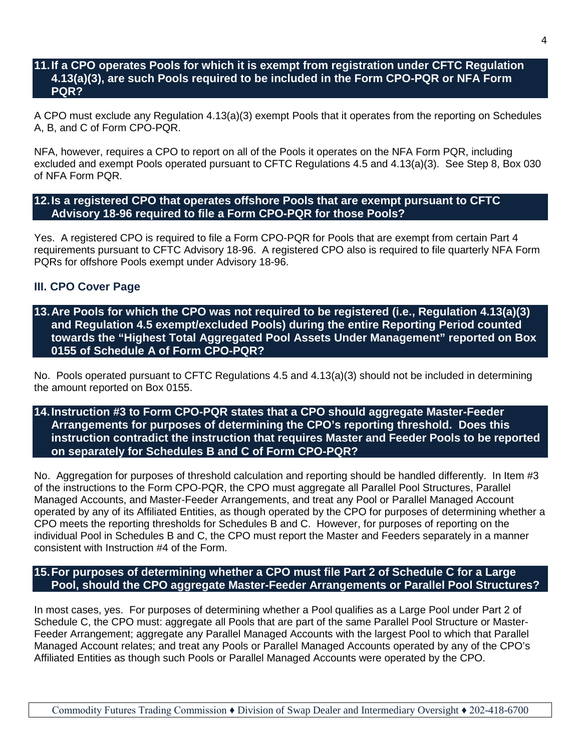### 11. If a CPO operates Pools for which it is exempt from registration under CFTC Regulation 4.13(a)(3), are such Pools required to be included in the Form CPO-PQR or NFA Form PQR?

A CPO must exclude any Regulation 4.13(a)(3) exempt Pools that it operates from the reporting on Schedules A, B, and C of Form CPO-PQR.

NFA, however, requires a CPO to report on all of the Pools it operates on the NFA Form PQR, including excluded and exempt Pools operated pursuant to CFTC Regulations 4.5 and 4.13(a)(3). See Step 8, Box 030 of NFA Form PQR.

### 12. Is a registered CPO that operates offshore Pools that are exempt pursuant to CFTC Advisory 18-96 required to file a Form CPO-PQR for those Pools?

Yes. A registered CPO is required to file a Form CPO-PQR for Pools that are exempt from certain Part 4 requirements pursuant to CFTC Advisory 18-96. A registered CPO also is required to file quarterly NFA Form PQRs for offshore Pools exempt under Advisory 18-96.

## III. CPO Cover Page

### 13. Are Pools for which the CPO was not required to be registered (i.e., Regulation 4.13(a)(3) and Regulation 4.5 exempt/excluded Pools) during the entire Reporting Period counted towards the "Highest Total Aggregated Pool Assets Under Management" reported on Box 0155 of Schedule A of Form CPO-PQR?

No. Pools operated pursuant to CFTC Regulations 4.5 and 4.13(a)(3) should not be included in determining the amount reported on Box 0155.

### 14. Instruction #3 to Form CPO-PQR states that a CPO should aggregate Master-Feeder Arrangements for purposes of determining the CPO's reporting threshold. Does this instruction contradict the instruction that requires Master and Feeder Pools to be reported on separately for Schedules B and C of Form CPO-PQR?

No. Aggregation for purposes of threshold calculation and reporting should be handled differently. In Item #3 of the instructions to the Form CPO-PQR, the CPO must aggregate all Parallel Pool Structures, Parallel Managed Accounts, and Master-Feeder Arrangements, and treat any Pool or Parallel Managed Account operated by any of its Affiliated Entities, as though operated by the CPO for purposes of determining whether a CPO meets the reporting thresholds for Schedules B and C. However, for purposes of reporting on the individual Pool in Schedules B and C, the CPO must report the Master and Feeders separately in a manner consistent with Instruction #4 of the Form.

### 15. For purposes of determining whether a CPO must file Part 2 of Schedule C for a Large Pool, should the CPO aggregate Master-Feeder Arrangements or Parallel Pool Structures?

In most cases, yes. For purposes of determining whether a Pool qualifies as a Large Pool under Part 2 of Schedule C, the CPO must: aggregate all Pools that are part of the same Parallel Pool Structure or Master-Feeder Arrangement; aggregate any Parallel Managed Accounts with the largest Pool to which that Parallel Managed Account relates; and treat any Pools or Parallel Managed Accounts operated by any of the CPO's Affiliated Entities as though such Pools or Parallel Managed Accounts were operated by the CPO.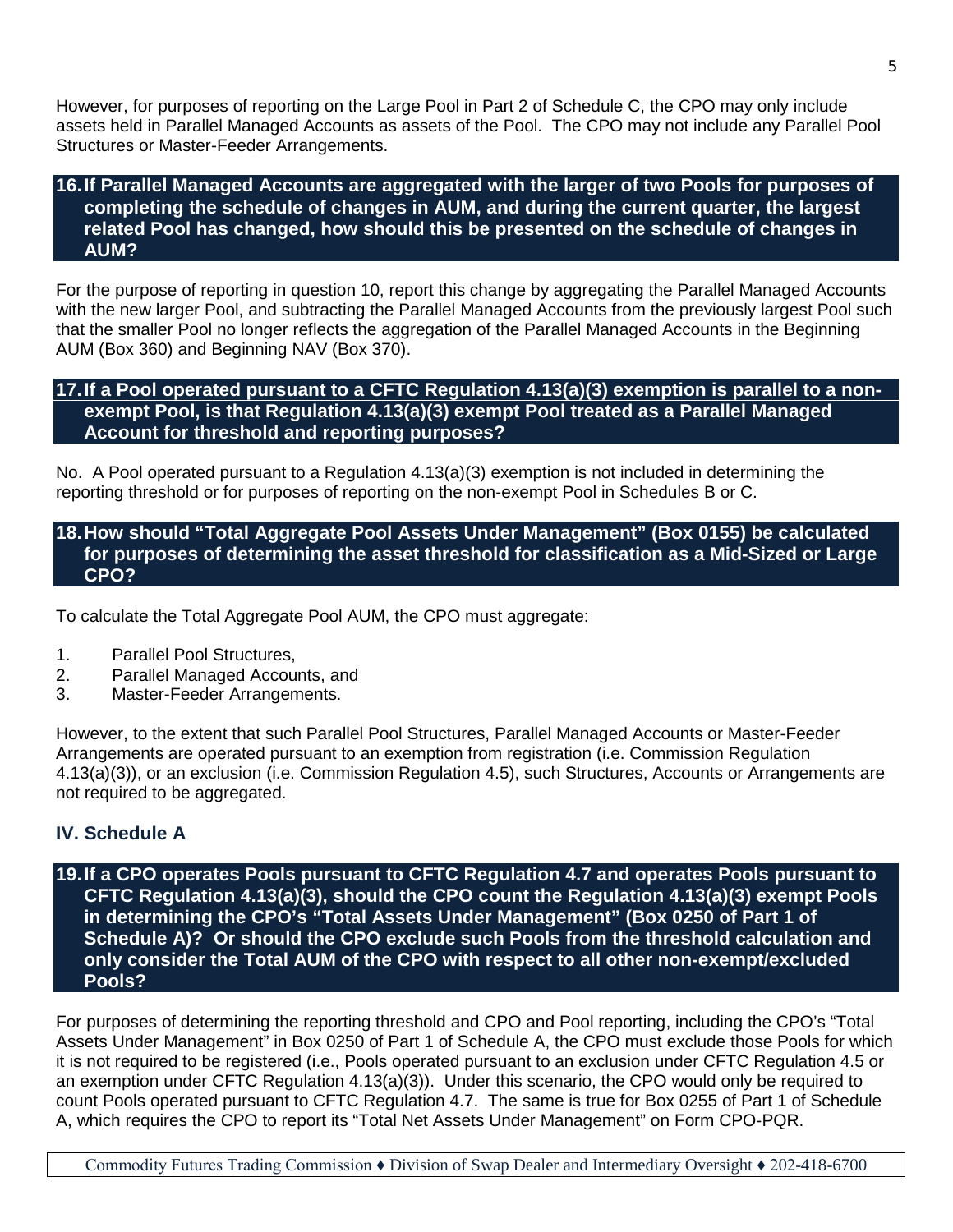However, for purposes of reporting on the Large Pool in Part 2 of Schedule C, the CPO may only include assets held in Parallel Managed Accounts as assets of the Pool. The CPO may not include any Parallel Pool Structures or Master-Feeder Arrangements.

### 16. If Parallel Managed Accounts are aggregated with the larger of two Pools for purposes of completing the schedule of changes in AUM, and during the current quarter, the largest related Pool has changed, how should this be presented on the schedule of changes in AUM?

For the purpose of reporting in question 10, report this change by aggregating the Parallel Managed Accounts with the new larger Pool, and subtracting the Parallel Managed Accounts from the previously largest Pool such that the smaller Pool no longer reflects the aggregation of the Parallel Managed Accounts in the Beginning AUM (Box 360) and Beginning NAV (Box 370).

### 17. If a Pool operated pursuant to a CFTC Regulation 4.13(a)(3) exemption is parallel to a non-exempt Pool, is that Regulation 4.13(a)(3) exempt Pool treated as a Parallel Managed Account for threshold and reporting purposes?

No. A Pool operated pursuant to a Regulation 4.13(a)(3) exemption is not included in determining the reporting threshold or for purposes of reporting on the non-exempt Pool in Schedules B or C.

### 18. How should "Total Aggregate Pool Assets Under Management" (Box 0155) be calculated for purposes of determining the asset threshold for classification as a Mid-Sized or Large CPO?

To calculate the Total Aggregate Pool AUM, the CPO must aggregate:

1. Parallel Pool Structures,
2. Parallel Managed Accounts, and
3. Master-Feeder Arrangements.

However, to the extent that such Parallel Pool Structures, Parallel Managed Accounts or Master-Feeder Arrangements are operated pursuant to an exemption from registration (i.e. Commission Regulation 4.13(a)(3)), or an exclusion (i.e. Commission Regulation 4.5), such Structures, Accounts or Arrangements are not required to be aggregated.

## IV. Schedule A

### 19. If a CPO operates Pools pursuant to CFTC Regulation 4.7 and operates Pools pursuant to CFTC Regulation 4.13(a)(3), should the CPO count the Regulation 4.13(a)(3) exempt Pools in determining the CPO's "Total Assets Under Management" (Box 0250 of Part 1 of Schedule A)? Or should the CPO exclude such Pools from the threshold calculation and only consider the Total AUM of the CPO with respect to all other non-exempt/excluded Pools?

For purposes of determining the reporting threshold and CPO and Pool reporting, including the CPO's "Total Assets Under Management" in Box 0250 of Part 1 of Schedule A, the CPO must exclude those Pools for which it is not required to be registered (i.e., Pools operated pursuant to an exclusion under CFTC Regulation 4.5 or an exemption under CFTC Regulation 4.13(a)(3)). Under this scenario, the CPO would only be required to count Pools operated pursuant to CFTC Regulation 4.7. The same is true for Box 0255 of Part 1 of Schedule A, which requires the CPO to report its "Total Net Assets Under Management" on Form CPO-PQR.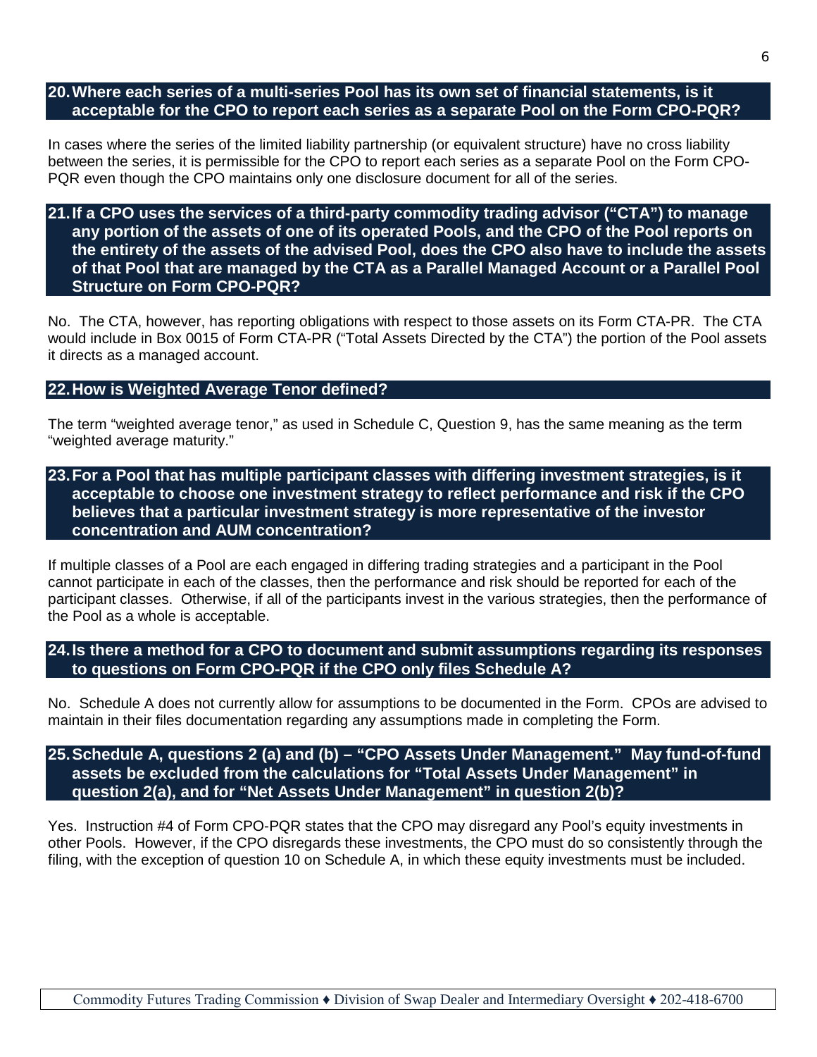### 20. Where each series of a multi-series Pool has its own set of financial statements, is it acceptable for the CPO to report each series as a separate Pool on the Form CPO-PQR?

In cases where the series of the limited liability partnership (or equivalent structure) have no cross liability between the series, it is permissible for the CPO to report each series as a separate Pool on the Form CPO-PQR even though the CPO maintains only one disclosure document for all of the series.

### 21. If a CPO uses the services of a third-party commodity trading advisor ("CTA") to manage any portion of the assets of one of its operated Pools, and the CPO of the Pool reports on the entirety of the assets of the advised Pool, does the CPO also have to include the assets of that Pool that are managed by the CTA as a Parallel Managed Account or a Parallel Pool Structure on Form CPO-PQR?

No. The CTA, however, has reporting obligations with respect to those assets on its Form CTA-PR. The CTA would include in Box 0015 of Form CTA-PR ("Total Assets Directed by the CTA") the portion of the Pool assets it directs as a managed account.

### 22. How is Weighted Average Tenor defined?

The term "weighted average tenor," as used in Schedule C, Question 9, has the same meaning as the term "weighted average maturity."

### 23. For a Pool that has multiple participant classes with differing investment strategies, is it acceptable to choose one investment strategy to reflect performance and risk if the CPO believes that a particular investment strategy is more representative of the investor concentration and AUM concentration?

If multiple classes of a Pool are each engaged in differing trading strategies and a participant in the Pool cannot participate in each of the classes, then the performance and risk should be reported for each of the participant classes. Otherwise, if all of the participants invest in the various strategies, then the performance of the Pool as a whole is acceptable.

### 24. Is there a method for a CPO to document and submit assumptions regarding its responses to questions on Form CPO-PQR if the CPO only files Schedule A?

No. Schedule A does not currently allow for assumptions to be documented in the Form. CPOs are advised to maintain in their files documentation regarding any assumptions made in completing the Form.

### 25. Schedule A, questions 2 (a) and (b) – "CPO Assets Under Management." May fund-of-fund assets be excluded from the calculations for "Total Assets Under Management" in question 2(a), and for "Net Assets Under Management" in question 2(b)?

Yes. Instruction #4 of Form CPO-PQR states that the CPO may disregard any Pool's equity investments in other Pools. However, if the CPO disregards these investments, the CPO must do so consistently through the filing, with the exception of question 10 on Schedule A, in which these equity investments must be included.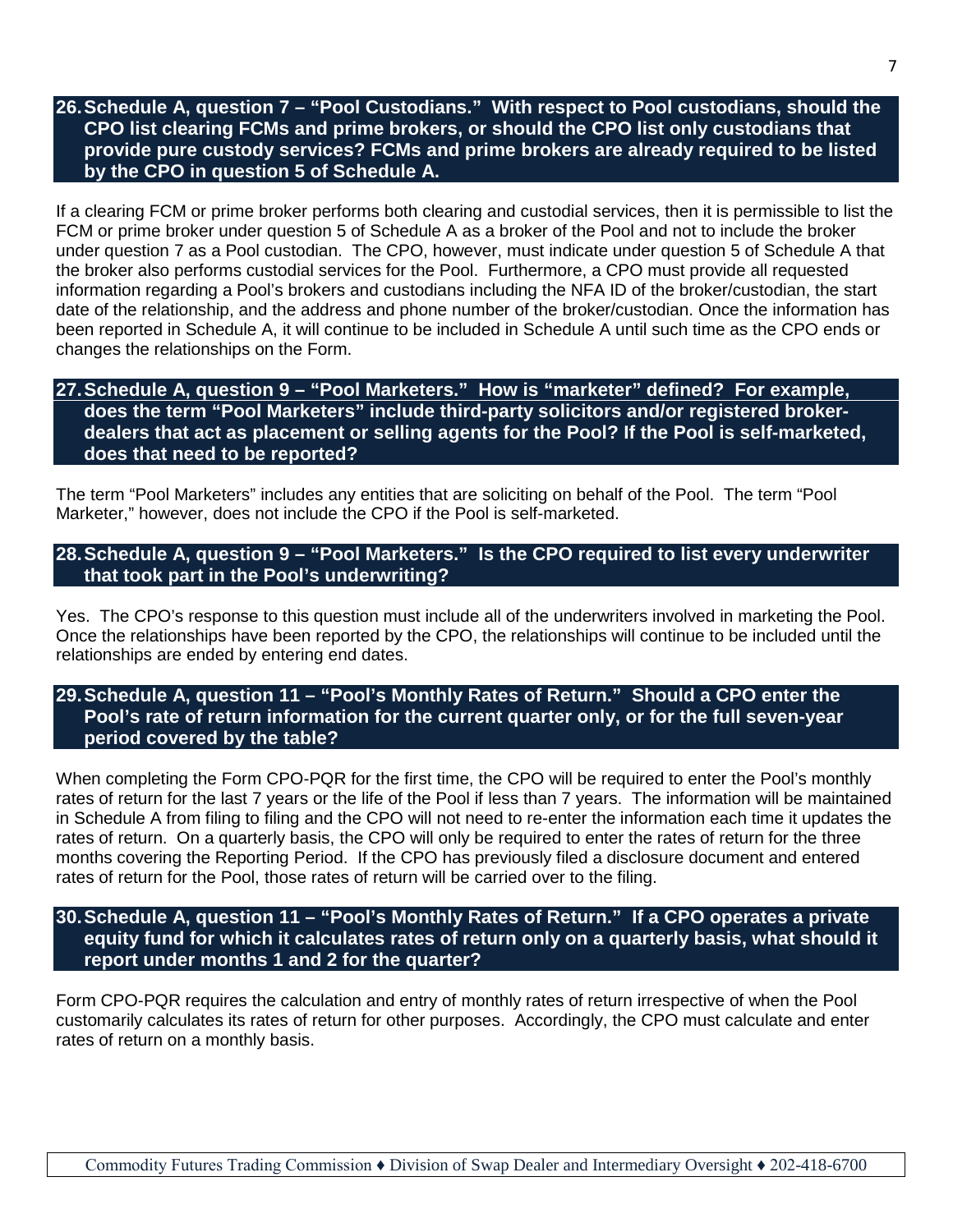### 26. Schedule A, question 7 – "Pool Custodians." With respect to Pool custodians, should the CPO list clearing FCMs and prime brokers, or should the CPO list only custodians that provide pure custody services? FCMs and prime brokers are already required to be listed by the CPO in question 5 of Schedule A.

If a clearing FCM or prime broker performs both clearing and custodial services, then it is permissible to list the FCM or prime broker under question 5 of Schedule A as a broker of the Pool and not to include the broker under question 7 as a Pool custodian. The CPO, however, must indicate under question 5 of Schedule A that the broker also performs custodial services for the Pool. Furthermore, a CPO must provide all requested information regarding a Pool's brokers and custodians including the NFA ID of the broker/custodian, the start date of the relationship, and the address and phone number of the broker/custodian. Once the information has been reported in Schedule A, it will continue to be included in Schedule A until such time as the CPO ends or changes the relationships on the Form.

### 27. Schedule A, question 9 – "Pool Marketers." How is "marketer" defined? For example, does the term "Pool Marketers" include third-party solicitors and/or registered broker-dealers that act as placement or selling agents for the Pool? If the Pool is self-marketed, does that need to be reported?

The term "Pool Marketers" includes any entities that are soliciting on behalf of the Pool. The term "Pool Marketer," however, does not include the CPO if the Pool is self-marketed.

### 28. Schedule A, question 9 – "Pool Marketers." Is the CPO required to list every underwriter that took part in the Pool's underwriting?

Yes. The CPO's response to this question must include all of the underwriters involved in marketing the Pool. Once the relationships have been reported by the CPO, the relationships will continue to be included until the relationships are ended by entering end dates.

### 29. Schedule A, question 11 – "Pool's Monthly Rates of Return." Should a CPO enter the Pool's rate of return information for the current quarter only, or for the full seven-year period covered by the table?

When completing the Form CPO-PQR for the first time, the CPO will be required to enter the Pool's monthly rates of return for the last 7 years or the life of the Pool if less than 7 years. The information will be maintained in Schedule A from filing to filing and the CPO will not need to re-enter the information each time it updates the rates of return. On a quarterly basis, the CPO will only be required to enter the rates of return for the three months covering the Reporting Period. If the CPO has previously filed a disclosure document and entered rates of return for the Pool, those rates of return will be carried over to the filing.

### 30. Schedule A, question 11 – "Pool's Monthly Rates of Return." If a CPO operates a private equity fund for which it calculates rates of return only on a quarterly basis, what should it report under months 1 and 2 for the quarter?

Form CPO-PQR requires the calculation and entry of monthly rates of return irrespective of when the Pool customarily calculates its rates of return for other purposes. Accordingly, the CPO must calculate and enter rates of return on a monthly basis.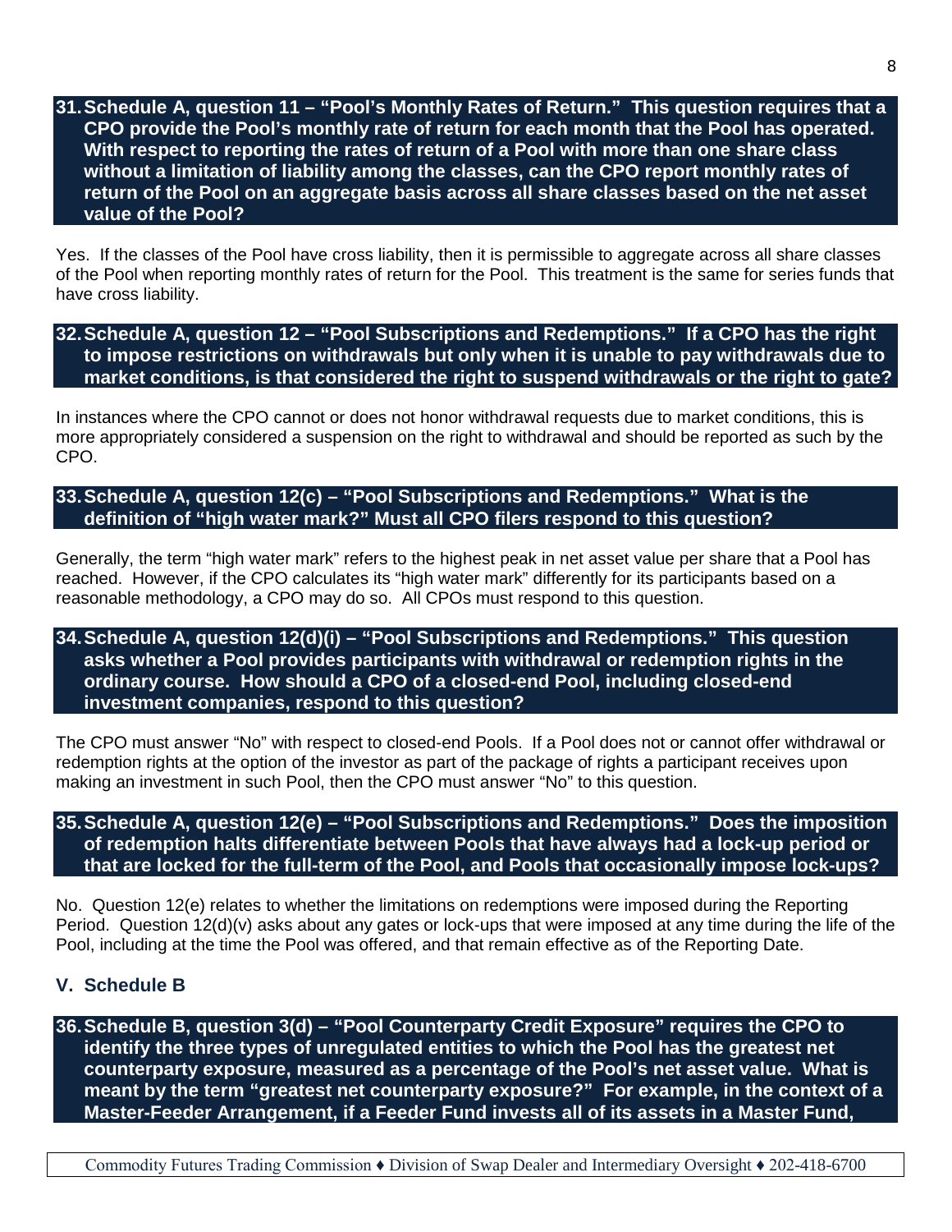**31. Schedule A, question 11 – "Pool's Monthly Rates of Return." This question requires that a CPO provide the Pool's monthly rate of return for each month that the Pool has operated. With respect to reporting the rates of return of a Pool with more than one share class without a limitation of liability among the classes, can the CPO report monthly rates of return of the Pool on an aggregate basis across all share classes based on the net asset value of the Pool?**

Yes. If the classes of the Pool have cross liability, then it is permissible to aggregate across all share classes of the Pool when reporting monthly rates of return for the Pool. This treatment is the same for series funds that have cross liability.

**32. Schedule A, question 12 – "Pool Subscriptions and Redemptions." If a CPO has the right to impose restrictions on withdrawals but only when it is unable to pay withdrawals due to market conditions, is that considered the right to suspend withdrawals or the right to gate?**

In instances where the CPO cannot or does not honor withdrawal requests due to market conditions, this is more appropriately considered a suspension on the right to withdrawal and should be reported as such by the CPO.

**33. Schedule A, question 12(c) – "Pool Subscriptions and Redemptions." What is the definition of "high water mark?" Must all CPO filers respond to this question?**

Generally, the term "high water mark" refers to the highest peak in net asset value per share that a Pool has reached. However, if the CPO calculates its "high water mark" differently for its participants based on a reasonable methodology, a CPO may do so. All CPOs must respond to this question.

**34. Schedule A, question 12(d)(i) – "Pool Subscriptions and Redemptions." This question asks whether a Pool provides participants with withdrawal or redemption rights in the ordinary course. How should a CPO of a closed-end Pool, including closed-end investment companies, respond to this question?**

The CPO must answer "No" with respect to closed-end Pools. If a Pool does not or cannot offer withdrawal or redemption rights at the option of the investor as part of the package of rights a participant receives upon making an investment in such Pool, then the CPO must answer "No" to this question.

**35. Schedule A, question 12(e) – "Pool Subscriptions and Redemptions." Does the imposition of redemption halts differentiate between Pools that have always had a lock-up period or that are locked for the full-term of the Pool, and Pools that occasionally impose lock-ups?**

No. Question 12(e) relates to whether the limitations on redemptions were imposed during the Reporting Period. Question 12(d)(v) asks about any gates or lock-ups that were imposed at any time during the life of the Pool, including at the time the Pool was offered, and that remain effective as of the Reporting Date.

## V. Schedule B

**36. Schedule B, question 3(d) – "Pool Counterparty Credit Exposure" requires the CPO to identify the three types of unregulated entities to which the Pool has the greatest net counterparty exposure, measured as a percentage of the Pool's net asset value. What is meant by the term "greatest net counterparty exposure?" For example, in the context of a Master-Feeder Arrangement, if a Feeder Fund invests all of its assets in a Master Fund,**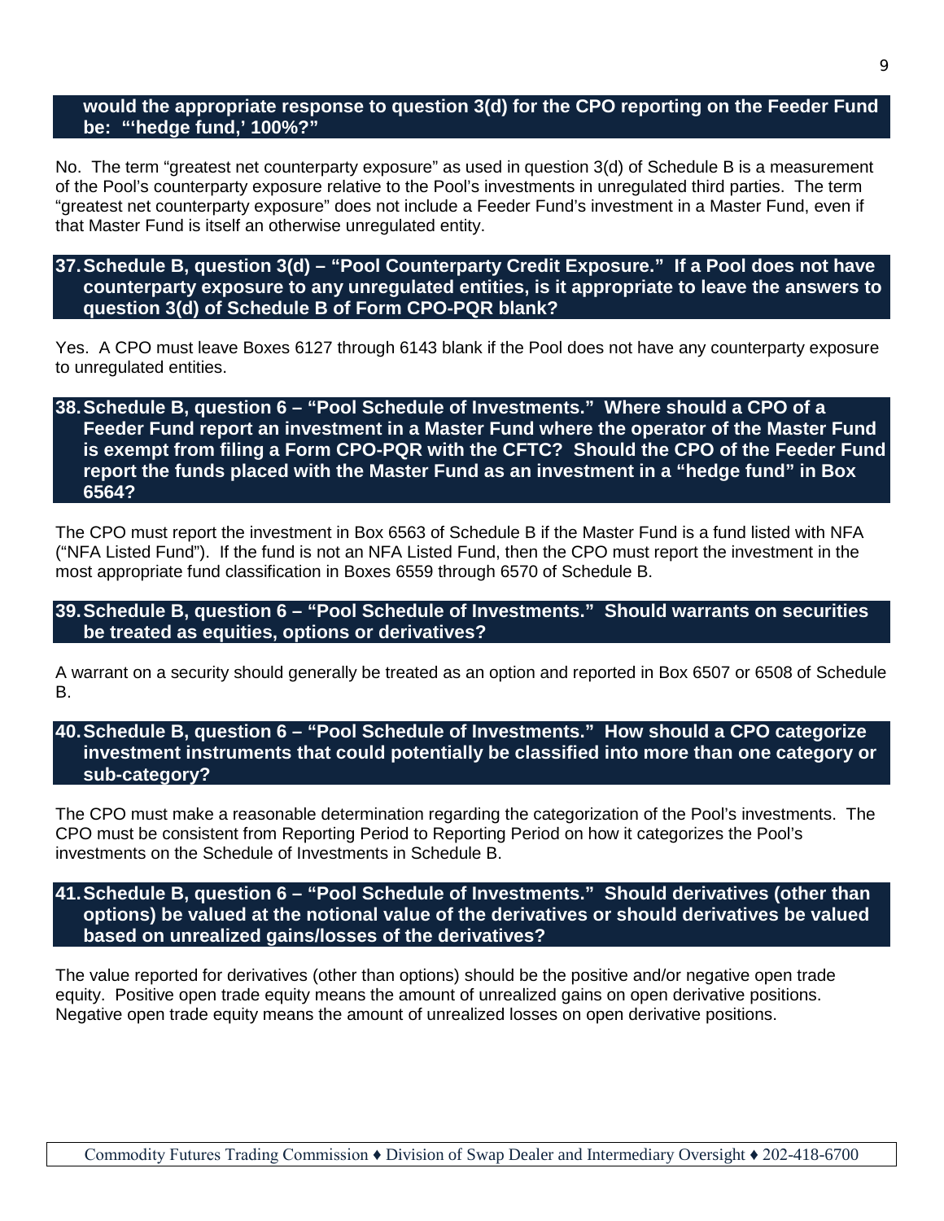**would the appropriate response to question 3(d) for the CPO reporting on the Feeder Fund be: "'hedge fund,' 100%?"**

No. The term "greatest net counterparty exposure" as used in question 3(d) of Schedule B is a measurement of the Pool's counterparty exposure relative to the Pool's investments in unregulated third parties. The term "greatest net counterparty exposure" does not include a Feeder Fund's investment in a Master Fund, even if that Master Fund is itself an otherwise unregulated entity.

**37. Schedule B, question 3(d) – "Pool Counterparty Credit Exposure." If a Pool does not have counterparty exposure to any unregulated entities, is it appropriate to leave the answers to question 3(d) of Schedule B of Form CPO-PQR blank?**

Yes. A CPO must leave Boxes 6127 through 6143 blank if the Pool does not have any counterparty exposure to unregulated entities.

**38. Schedule B, question 6 – "Pool Schedule of Investments." Where should a CPO of a Feeder Fund report an investment in a Master Fund where the operator of the Master Fund is exempt from filing a Form CPO-PQR with the CFTC? Should the CPO of the Feeder Fund report the funds placed with the Master Fund as an investment in a "hedge fund" in Box 6564?**

The CPO must report the investment in Box 6563 of Schedule B if the Master Fund is a fund listed with NFA ("NFA Listed Fund"). If the fund is not an NFA Listed Fund, then the CPO must report the investment in the most appropriate fund classification in Boxes 6559 through 6570 of Schedule B.

**39. Schedule B, question 6 – "Pool Schedule of Investments." Should warrants on securities be treated as equities, options or derivatives?**

A warrant on a security should generally be treated as an option and reported in Box 6507 or 6508 of Schedule B.

**40. Schedule B, question 6 – "Pool Schedule of Investments." How should a CPO categorize investment instruments that could potentially be classified into more than one category or sub-category?**

The CPO must make a reasonable determination regarding the categorization of the Pool's investments. The CPO must be consistent from Reporting Period to Reporting Period on how it categorizes the Pool's investments on the Schedule of Investments in Schedule B.

**41. Schedule B, question 6 – "Pool Schedule of Investments." Should derivatives (other than options) be valued at the notional value of the derivatives or should derivatives be valued based on unrealized gains/losses of the derivatives?**

The value reported for derivatives (other than options) should be the positive and/or negative open trade equity. Positive open trade equity means the amount of unrealized gains on open derivative positions. Negative open trade equity means the amount of unrealized losses on open derivative positions.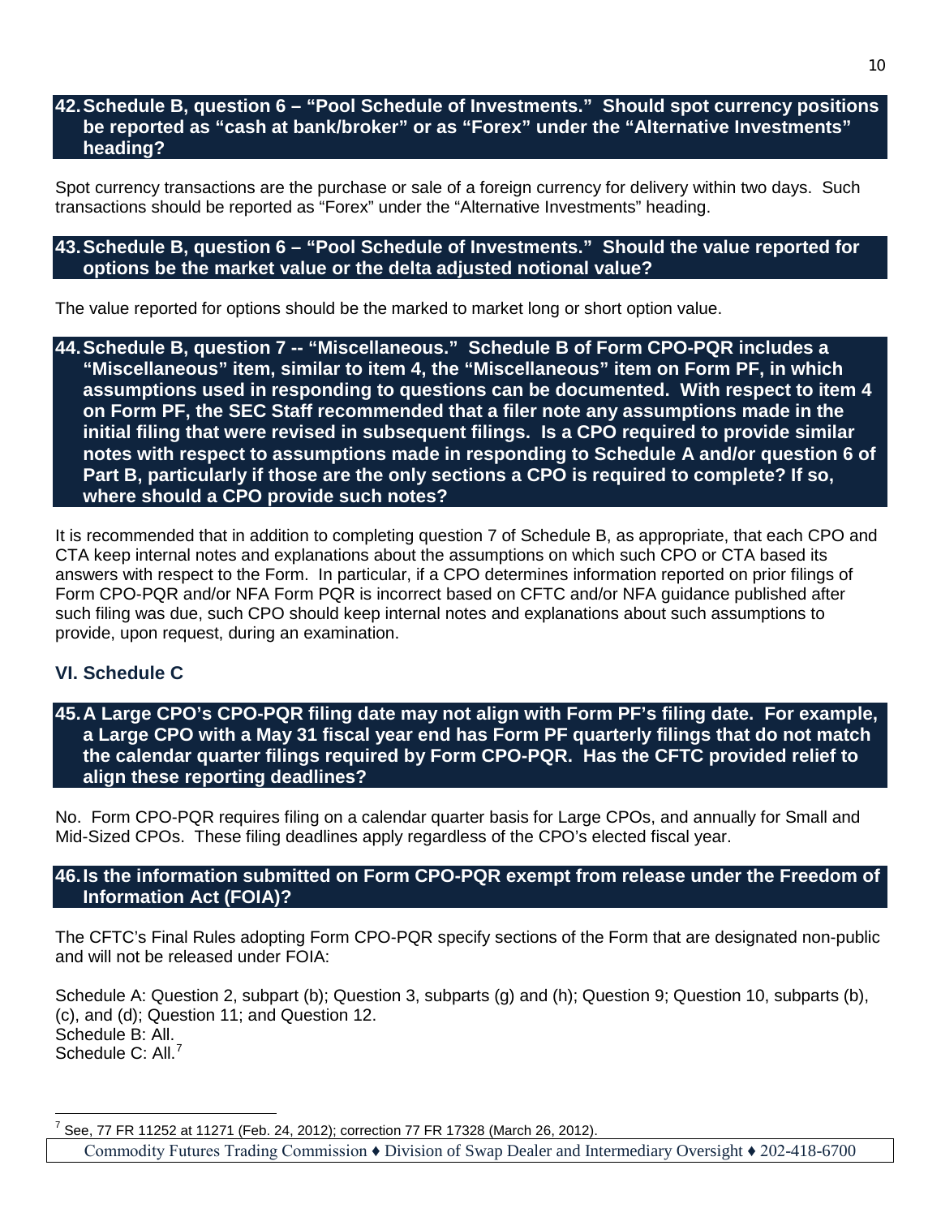### 42. Schedule B, question 6 – "Pool Schedule of Investments." Should spot currency positions be reported as "cash at bank/broker" or as "Forex" under the "Alternative Investments" heading?

Spot currency transactions are the purchase or sale of a foreign currency for delivery within two days. Such transactions should be reported as "Forex" under the "Alternative Investments" heading.

### 43. Schedule B, question 6 – "Pool Schedule of Investments." Should the value reported for options be the market value or the delta adjusted notional value?

The value reported for options should be the marked to market long or short option value.

### 44. Schedule B, question 7 -- "Miscellaneous." Schedule B of Form CPO-PQR includes a "Miscellaneous" item, similar to item 4, the "Miscellaneous" item on Form PF, in which assumptions used in responding to questions can be documented. With respect to item 4 on Form PF, the SEC Staff recommended that a filer note any assumptions made in the initial filing that were revised in subsequent filings. Is a CPO required to provide similar notes with respect to assumptions made in responding to Schedule A and/or question 6 of Part B, particularly if those are the only sections a CPO is required to complete? If so, where should a CPO provide such notes?

It is recommended that in addition to completing question 7 of Schedule B, as appropriate, that each CPO and CTA keep internal notes and explanations about the assumptions on which such CPO or CTA based its answers with respect to the Form. In particular, if a CPO determines information reported on prior filings of Form CPO-PQR and/or NFA Form PQR is incorrect based on CFTC and/or NFA guidance published after such filing was due, such CPO should keep internal notes and explanations about such assumptions to provide, upon request, during an examination.

## VI. Schedule C

### 45. A Large CPO's CPO-PQR filing date may not align with Form PF's filing date. For example, a Large CPO with a May 31 fiscal year end has Form PF quarterly filings that do not match the calendar quarter filings required by Form CPO-PQR. Has the CFTC provided relief to align these reporting deadlines?

No. Form CPO-PQR requires filing on a calendar quarter basis for Large CPOs, and annually for Small and Mid-Sized CPOs. These filing deadlines apply regardless of the CPO's elected fiscal year.

### 46. Is the information submitted on Form CPO-PQR exempt from release under the Freedom of Information Act (FOIA)?

The CFTC's Final Rules adopting Form CPO-PQR specify sections of the Form that are designated non-public and will not be released under FOIA:

Schedule A: Question 2, subpart (b); Question 3, subparts (g) and (h); Question 9; Question 10, subparts (b), (c), and (d); Question 11; and Question 12.
Schedule B: All.
Schedule C: All.[7]

[7] See, 77 FR 11252 at 11271 (Feb. 24, 2012); correction 77 FR 17328 (March 26, 2012).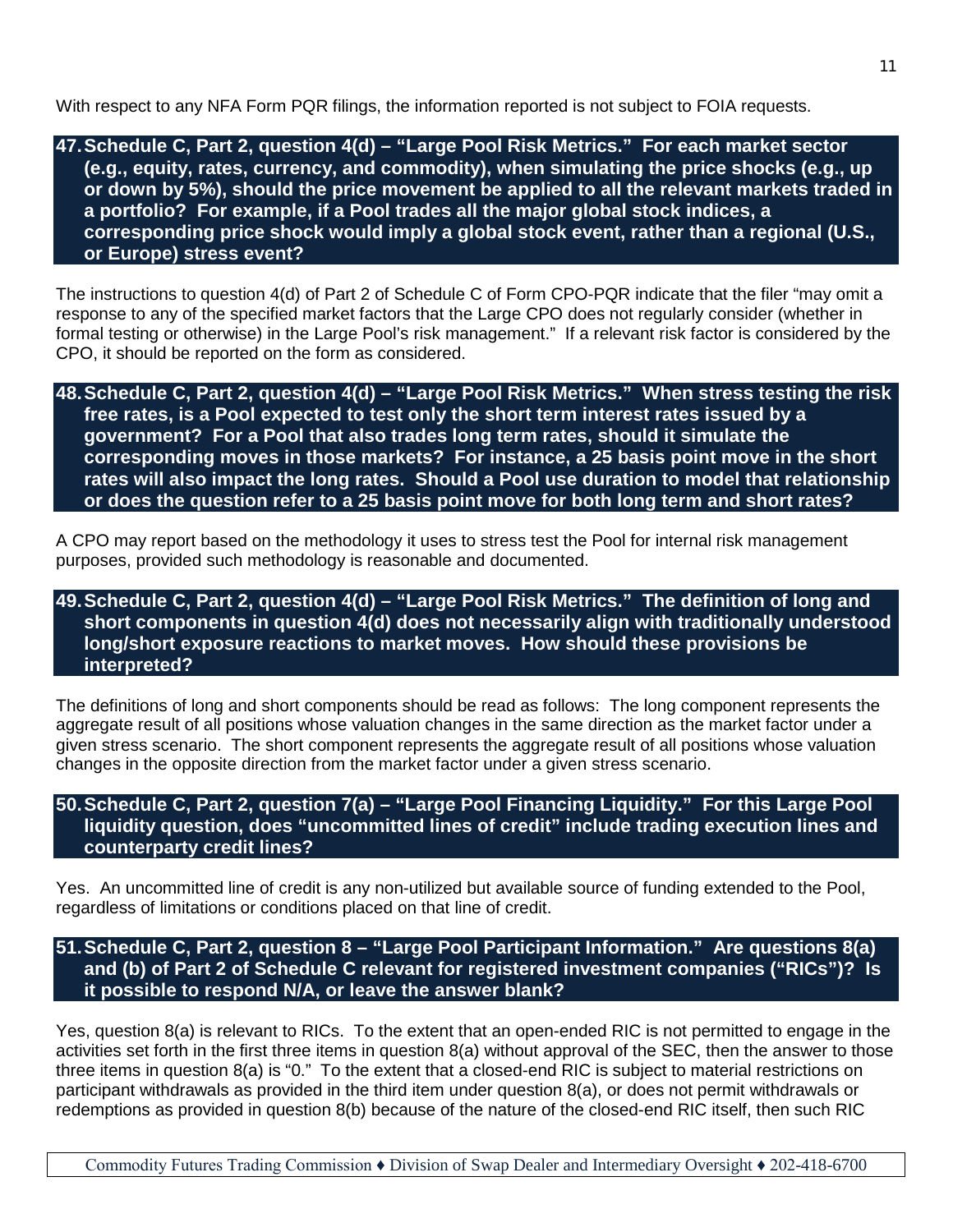With respect to any NFA Form PQR filings, the information reported is not subject to FOIA requests.

**47. Schedule C, Part 2, question 4(d) – "Large Pool Risk Metrics." For each market sector (e.g., equity, rates, currency, and commodity), when simulating the price shocks (e.g., up or down by 5%), should the price movement be applied to all the relevant markets traded in a portfolio? For example, if a Pool trades all the major global stock indices, a corresponding price shock would imply a global stock event, rather than a regional (U.S., or Europe) stress event?**

The instructions to question 4(d) of Part 2 of Schedule C of Form CPO-PQR indicate that the filer "may omit a response to any of the specified market factors that the Large CPO does not regularly consider (whether in formal testing or otherwise) in the Large Pool's risk management." If a relevant risk factor is considered by the CPO, it should be reported on the form as considered.

**48. Schedule C, Part 2, question 4(d) – "Large Pool Risk Metrics." When stress testing the risk free rates, is a Pool expected to test only the short term interest rates issued by a government? For a Pool that also trades long term rates, should it simulate the corresponding moves in those markets? For instance, a 25 basis point move in the short rates will also impact the long rates. Should a Pool use duration to model that relationship or does the question refer to a 25 basis point move for both long term and short rates?**

A CPO may report based on the methodology it uses to stress test the Pool for internal risk management purposes, provided such methodology is reasonable and documented.

**49. Schedule C, Part 2, question 4(d) – "Large Pool Risk Metrics." The definition of long and short components in question 4(d) does not necessarily align with traditionally understood long/short exposure reactions to market moves. How should these provisions be interpreted?**

The definitions of long and short components should be read as follows: The long component represents the aggregate result of all positions whose valuation changes in the same direction as the market factor under a given stress scenario. The short component represents the aggregate result of all positions whose valuation changes in the opposite direction from the market factor under a given stress scenario.

**50. Schedule C, Part 2, question 7(a) – "Large Pool Financing Liquidity." For this Large Pool liquidity question, does "uncommitted lines of credit" include trading execution lines and counterparty credit lines?**

Yes. An uncommitted line of credit is any non-utilized but available source of funding extended to the Pool, regardless of limitations or conditions placed on that line of credit.

**51. Schedule C, Part 2, question 8 – "Large Pool Participant Information." Are questions 8(a) and (b) of Part 2 of Schedule C relevant for registered investment companies ("RICs")? Is it possible to respond N/A, or leave the answer blank?**

Yes, question 8(a) is relevant to RICs. To the extent that an open-ended RIC is not permitted to engage in the activities set forth in the first three items in question 8(a) without approval of the SEC, then the answer to those three items in question 8(a) is "0." To the extent that a closed-end RIC is subject to material restrictions on participant withdrawals as provided in the third item under question 8(a), or does not permit withdrawals or redemptions as provided in question 8(b) because of the nature of the closed-end RIC itself, then such RIC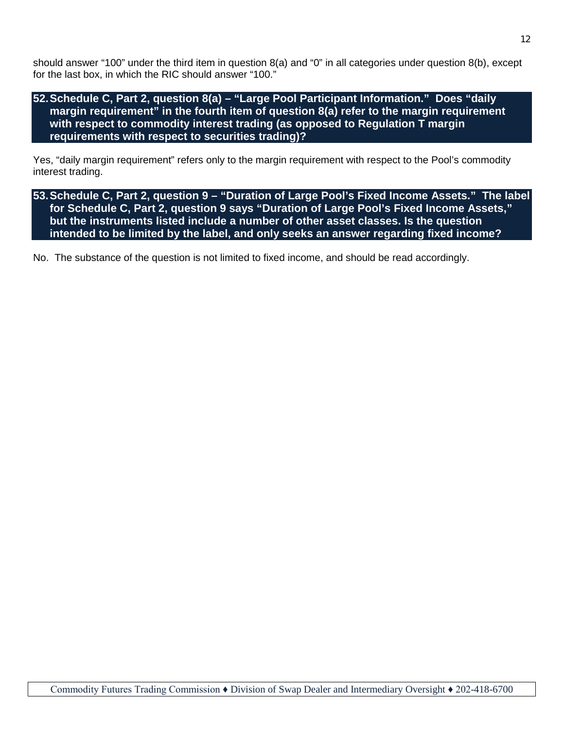should answer “100” under the third item in question 8(a) and “0” in all categories under question 8(b), except for the last box, in which the RIC should answer “100.”

**52. Schedule C, Part 2, question 8(a) – “Large Pool Participant Information.” Does “daily margin requirement” in the fourth item of question 8(a) refer to the margin requirement with respect to commodity interest trading (as opposed to Regulation T margin requirements with respect to securities trading)?**

Yes, “daily margin requirement” refers only to the margin requirement with respect to the Pool’s commodity interest trading.

**53. Schedule C, Part 2, question 9 – “Duration of Large Pool’s Fixed Income Assets.” The label for Schedule C, Part 2, question 9 says “Duration of Large Pool’s Fixed Income Assets,” but the instruments listed include a number of other asset classes. Is the question intended to be limited by the label, and only seeks an answer regarding fixed income?**

No. The substance of the question is not limited to fixed income, and should be read accordingly.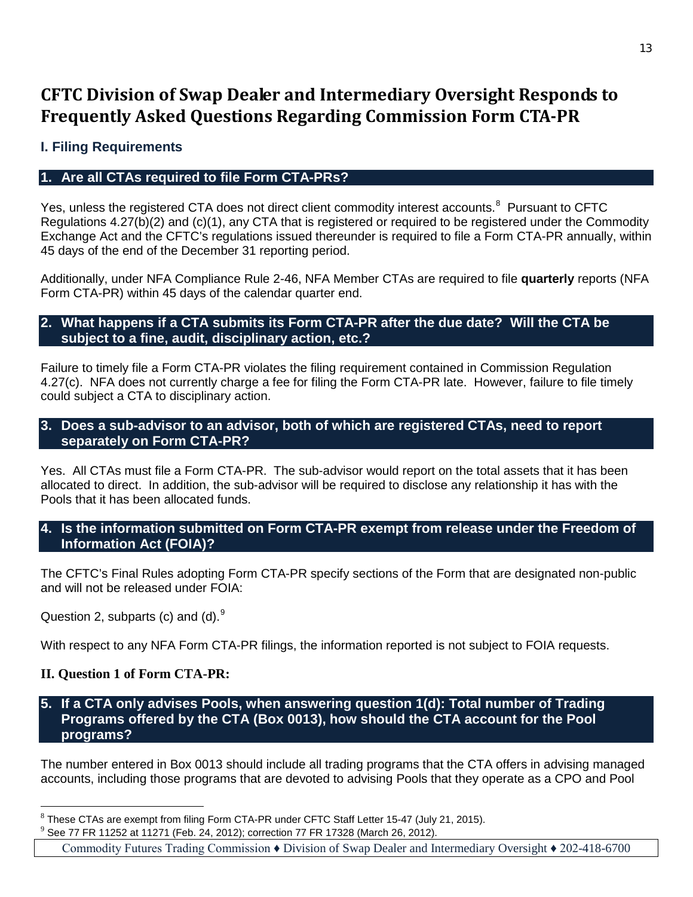# CFTC Division of Swap Dealer and Intermediary Oversight Responds to Frequently Asked Questions Regarding Commission Form CTA-PR

## I. Filing Requirements

### 1. Are all CTAs required to file Form CTA-PRs?

Yes, unless the registered CTA does not direct client commodity interest accounts.[8] Pursuant to CFTC Regulations 4.27(b)(2) and (c)(1), any CTA that is registered or required to be registered under the Commodity Exchange Act and the CFTC's regulations issued thereunder is required to file a Form CTA-PR annually, within 45 days of the end of the December 31 reporting period.

Additionally, under NFA Compliance Rule 2-46, NFA Member CTAs are required to file **quarterly** reports (NFA Form CTA-PR) within 45 days of the calendar quarter end.

### 2. What happens if a CTA submits its Form CTA-PR after the due date? Will the CTA be subject to a fine, audit, disciplinary action, etc.?

Failure to timely file a Form CTA-PR violates the filing requirement contained in Commission Regulation 4.27(c). NFA does not currently charge a fee for filing the Form CTA-PR late. However, failure to file timely could subject a CTA to disciplinary action.

### 3. Does a sub-advisor to an advisor, both of which are registered CTAs, need to report separately on Form CTA-PR?

Yes. All CTAs must file a Form CTA-PR. The sub-advisor would report on the total assets that it has been allocated to direct. In addition, the sub-advisor will be required to disclose any relationship it has with the Pools that it has been allocated funds.

### 4. Is the information submitted on Form CTA-PR exempt from release under the Freedom of Information Act (FOIA)?

The CFTC's Final Rules adopting Form CTA-PR specify sections of the Form that are designated non-public and will not be released under FOIA:

Question 2, subparts (c) and (d).[9]

With respect to any NFA Form CTA-PR filings, the information reported is not subject to FOIA requests.

## II. Question 1 of Form CTA-PR:

### 5. If a CTA only advises Pools, when answering question 1(d): Total number of Trading Programs offered by the CTA (Box 0013), how should the CTA account for the Pool programs?

The number entered in Box 0013 should include all trading programs that the CTA offers in advising managed accounts, including those programs that are devoted to advising Pools that they operate as a CPO and Pool

---

[8] These CTAs are exempt from filing Form CTA-PR under CFTC Staff Letter 15-47 (July 21, 2015).

[9] See 77 FR 11252 at 11271 (Feb. 24, 2012); correction 77 FR 17328 (March 26, 2012).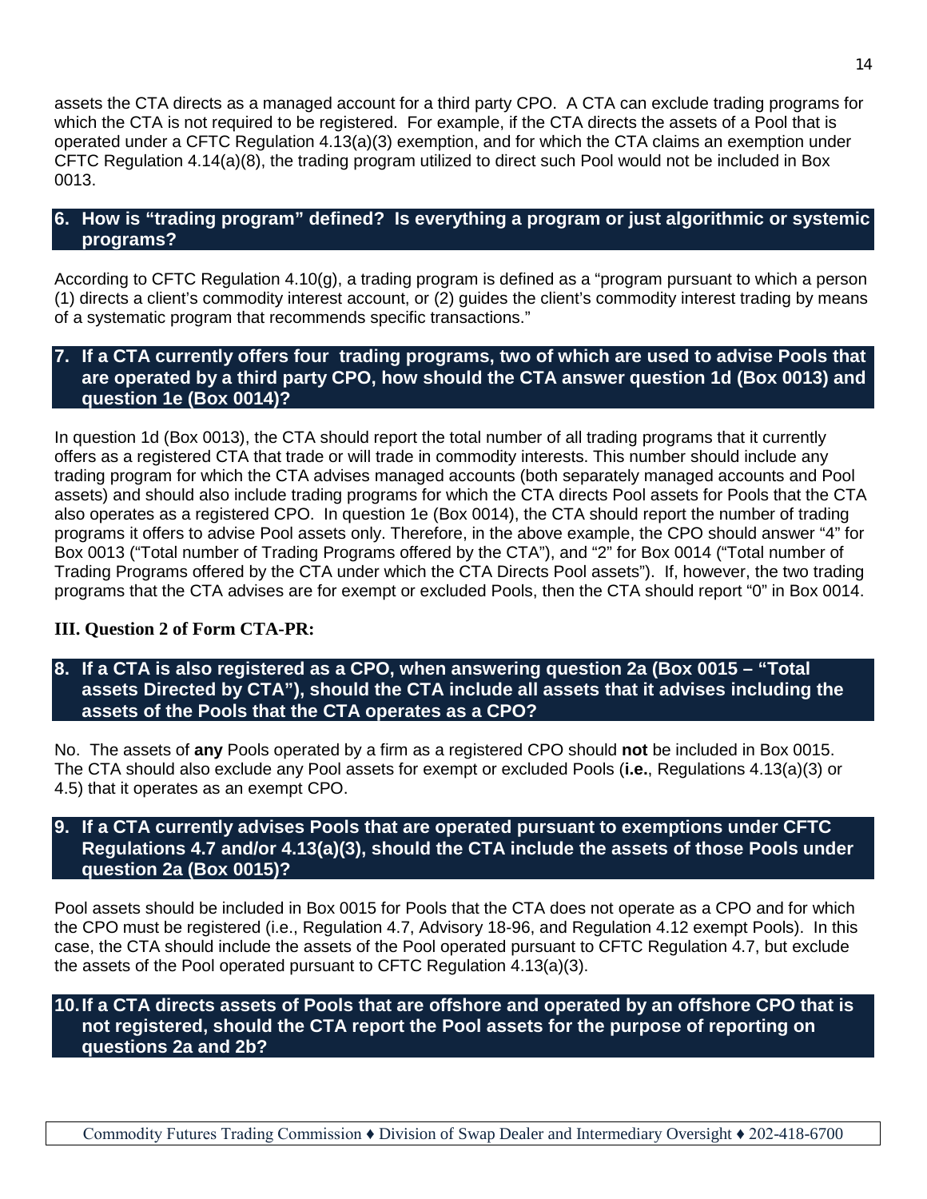assets the CTA directs as a managed account for a third party CPO. A CTA can exclude trading programs for which the CTA is not required to be registered. For example, if the CTA directs the assets of a Pool that is operated under a CFTC Regulation 4.13(a)(3) exemption, and for which the CTA claims an exemption under CFTC Regulation 4.14(a)(8), the trading program utilized to direct such Pool would not be included in Box 0013.

### 6. How is "trading program" defined? Is everything a program or just algorithmic or systemic programs?

According to CFTC Regulation 4.10(g), a trading program is defined as a "program pursuant to which a person (1) directs a client's commodity interest account, or (2) guides the client's commodity interest trading by means of a systematic program that recommends specific transactions."

### 7. If a CTA currently offers four trading programs, two of which are used to advise Pools that are operated by a third party CPO, how should the CTA answer question 1d (Box 0013) and question 1e (Box 0014)?

In question 1d (Box 0013), the CTA should report the total number of all trading programs that it currently offers as a registered CTA that trade or will trade in commodity interests. This number should include any trading program for which the CTA advises managed accounts (both separately managed accounts and Pool assets) and should also include trading programs for which the CTA directs Pool assets for Pools that the CTA also operates as a registered CPO. In question 1e (Box 0014), the CTA should report the number of trading programs it offers to advise Pool assets only. Therefore, in the above example, the CPO should answer "4" for Box 0013 ("Total number of Trading Programs offered by the CTA"), and "2" for Box 0014 ("Total number of Trading Programs offered by the CTA under which the CTA Directs Pool assets"). If, however, the two trading programs that the CTA advises are for exempt or excluded Pools, then the CTA should report "0" in Box 0014.

## III. Question 2 of Form CTA-PR:

### 8. If a CTA is also registered as a CPO, when answering question 2a (Box 0015 – "Total assets Directed by CTA"), should the CTA include all assets that it advises including the assets of the Pools that the CTA operates as a CPO?

No. The assets of **any** Pools operated by a firm as a registered CPO should **not** be included in Box 0015. The CTA should also exclude any Pool assets for exempt or excluded Pools (**i.e.**, Regulations 4.13(a)(3) or 4.5) that it operates as an exempt CPO.

### 9. If a CTA currently advises Pools that are operated pursuant to exemptions under CFTC Regulations 4.7 and/or 4.13(a)(3), should the CTA include the assets of those Pools under question 2a (Box 0015)?

Pool assets should be included in Box 0015 for Pools that the CTA does not operate as a CPO and for which the CPO must be registered (i.e., Regulation 4.7, Advisory 18-96, and Regulation 4.12 exempt Pools). In this case, the CTA should include the assets of the Pool operated pursuant to CFTC Regulation 4.7, but exclude the assets of the Pool operated pursuant to CFTC Regulation 4.13(a)(3).

### 10. If a CTA directs assets of Pools that are offshore and operated by an offshore CPO that is not registered, should the CTA report the Pool assets for the purpose of reporting on questions 2a and 2b?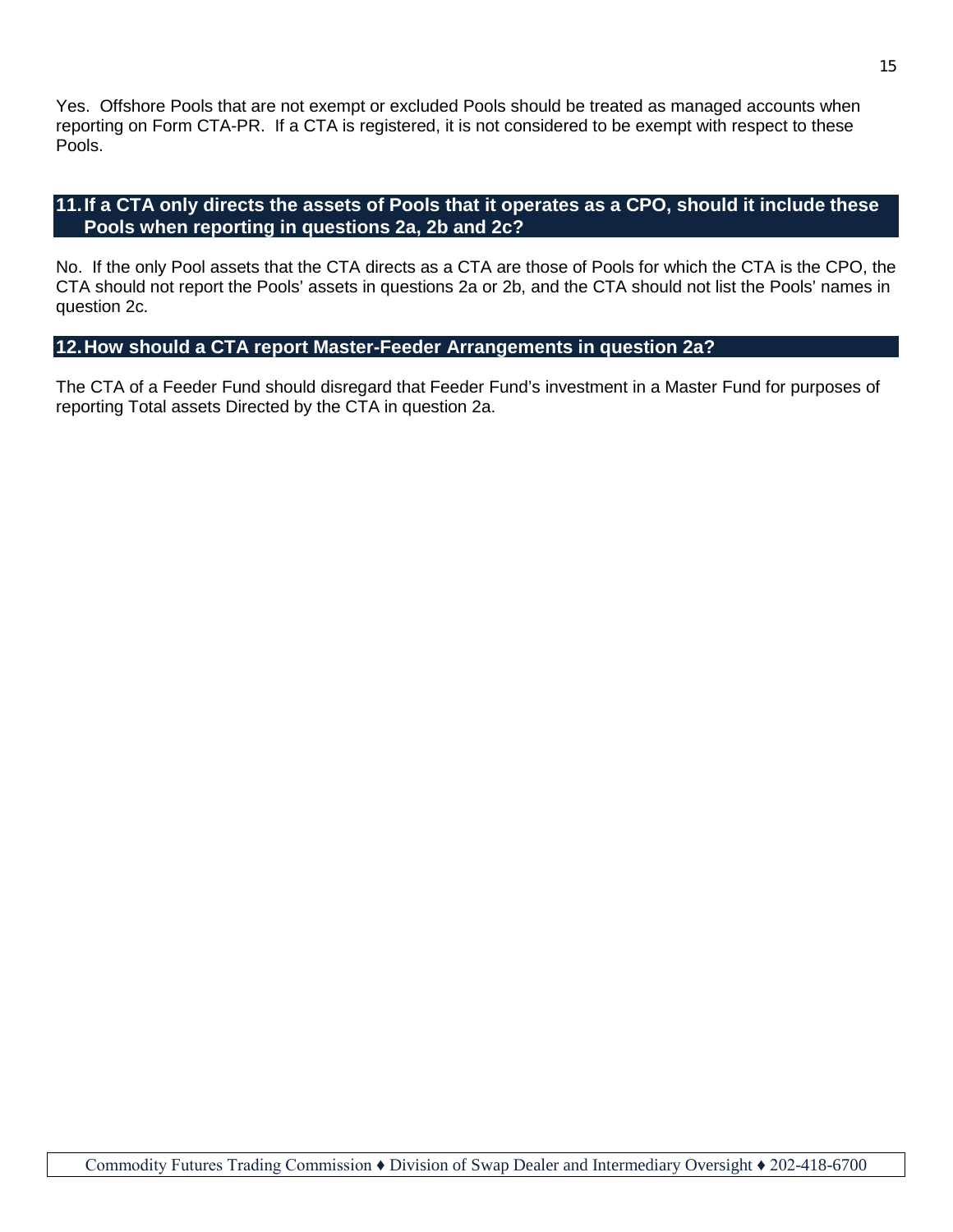Yes. Offshore Pools that are not exempt or excluded Pools should be treated as managed accounts when reporting on Form CTA-PR. If a CTA is registered, it is not considered to be exempt with respect to these Pools.

## 11. If a CTA only directs the assets of Pools that it operates as a CPO, should it include these Pools when reporting in questions 2a, 2b and 2c?

No. If the only Pool assets that the CTA directs as a CTA are those of Pools for which the CTA is the CPO, the CTA should not report the Pools' assets in questions 2a or 2b, and the CTA should not list the Pools' names in question 2c.

## 12. How should a CTA report Master-Feeder Arrangements in question 2a?

The CTA of a Feeder Fund should disregard that Feeder Fund's investment in a Master Fund for purposes of reporting Total assets Directed by the CTA in question 2a.